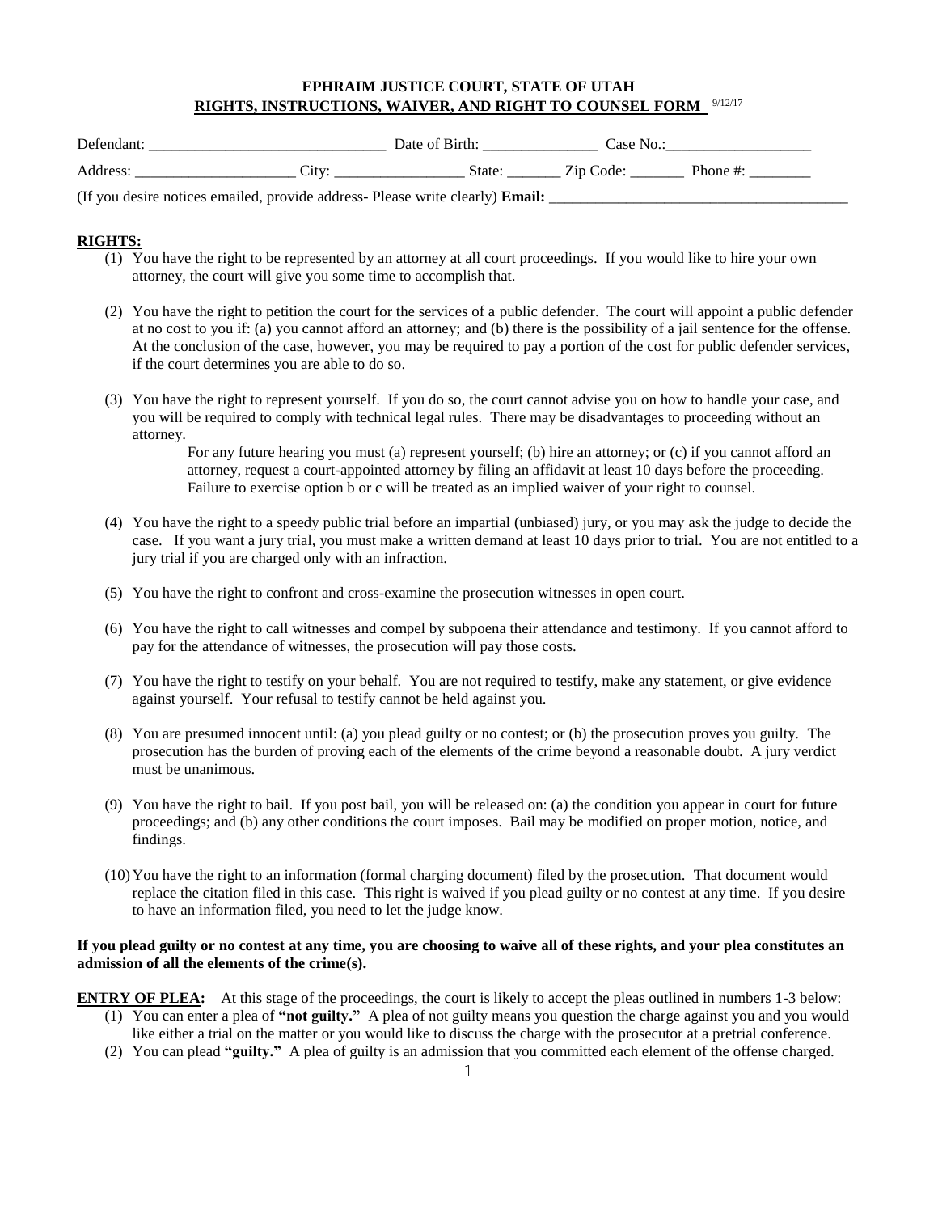**EPHRAIM JUSTICE COURT, STATE OF UTAH**

**RIGHTS, INSTRUCTIONS, WAIVER, AND RIGHT TO COUNSEL FORM** 9/12/17

Defendant: ______________________________ Date of Birth: _______________ Case No.:___________________

Address: _____________________ City: _________________ State: _______ Zip Code: _______ Phone #: ________

(If you desire notices emailed, provide address- Please write clearly) **Email:** ________________________________________

**RIGHTS:**

(1) You have the right to be represented by an attorney at all court proceedings. If you would like to hire your own attorney, the court will give you some time to accomplish that.

(2) You have the right to petition the court for the services of a public defender. The court will appoint a public defender at no cost to you if: (a) you cannot afford an attorney; and (b) there is the possibility of a jail sentence for the offense. At the conclusion of the case, however, you may be required to pay a portion of the cost for public defender services, if the court determines you are able to do so.

(3) You have the right to represent yourself. If you do so, the court cannot advise you on how to handle your case, and you will be required to comply with technical legal rules. There may be disadvantages to proceeding without an attorney.

For any future hearing you must (a) represent yourself; (b) hire an attorney; or (c) if you cannot afford an attorney, request a court-appointed attorney by filing an affidavit at least 10 days before the proceeding. Failure to exercise option b or c will be treated as an implied waiver of your right to counsel.

(4) You have the right to a speedy public trial before an impartial (unbiased) jury, or you may ask the judge to decide the case. If you want a jury trial, you must make a written demand at least 10 days prior to trial. You are not entitled to a jury trial if you are charged only with an infraction.

(5) You have the right to confront and cross-examine the prosecution witnesses in open court.

(6) You have the right to call witnesses and compel by subpoena their attendance and testimony. If you cannot afford to pay for the attendance of witnesses, the prosecution will pay those costs.

(7) You have the right to testify on your behalf. You are not required to testify, make any statement, or give evidence against yourself. Your refusal to testify cannot be held against you.

(8) You are presumed innocent until: (a) you plead guilty or no contest; or (b) the prosecution proves you guilty. The prosecution has the burden of proving each of the elements of the crime beyond a reasonable doubt. A jury verdict must be unanimous.

(9) You have the right to bail. If you post bail, you will be released on: (a) the condition you appear in court for future proceedings; and (b) any other conditions the court imposes. Bail may be modified on proper motion, notice, and findings.

(10) You have the right to an information (formal charging document) filed by the prosecution. That document would replace the citation filed in this case. This right is waived if you plead guilty or no contest at any time. If you desire to have an information filed, you need to let the judge know.

**If you plead guilty or no contest at any time, you are choosing to waive all of these rights, and your plea constitutes an admission of all the elements of the crime(s).**

**ENTRY OF PLEA:** At this stage of the proceedings, the court is likely to accept the pleas outlined in numbers 1-3 below:

(1) You can enter a plea of **"not guilty."** A plea of not guilty means you question the charge against you and you would like either a trial on the matter or you would like to discuss the charge with the prosecutor at a pretrial conference.

(2) You can plead **"guilty."** A plea of guilty is an admission that you committed each element of the offense charged.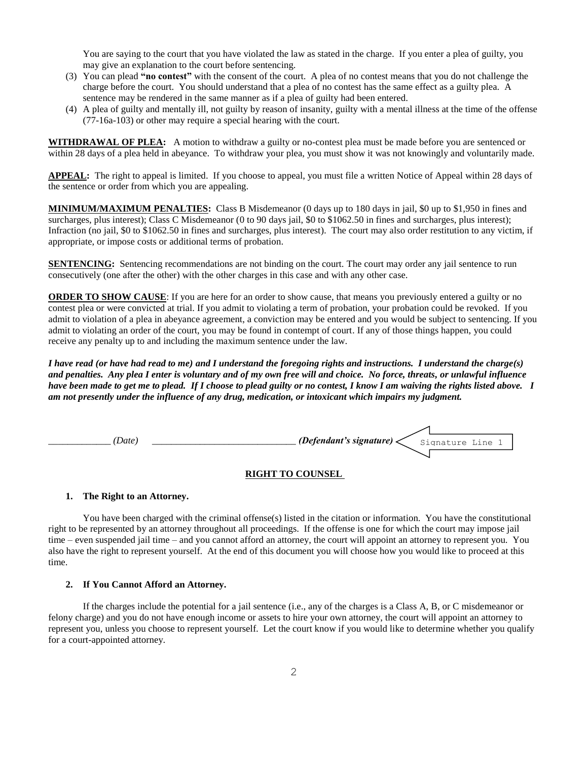You are saying to the court that you have violated the law as stated in the charge. If you enter a plea of guilty, you may give an explanation to the court before sentencing.

(3) You can plead **"no contest"** with the consent of the court. A plea of no contest means that you do not challenge the charge before the court. You should understand that a plea of no contest has the same effect as a guilty plea. A sentence may be rendered in the same manner as if a plea of guilty had been entered.

(4) A plea of guilty and mentally ill, not guilty by reason of insanity, guilty with a mental illness at the time of the offense (77-16a-103) or other may require a special hearing with the court.

**WITHDRAWAL OF PLEA:** A motion to withdraw a guilty or no-contest plea must be made before you are sentenced or within 28 days of a plea held in abeyance. To withdraw your plea, you must show it was not knowingly and voluntarily made.

**APPEAL:** The right to appeal is limited. If you choose to appeal, you must file a written Notice of Appeal within 28 days of the sentence or order from which you are appealing.

**MINIMUM/MAXIMUM PENALTIES:** Class B Misdemeanor (0 days up to 180 days in jail, $0 up to $1,950 in fines and surcharges, plus interest); Class C Misdemeanor (0 to 90 days jail, $0 to $1062.50 in fines and surcharges, plus interest); Infraction (no jail, $0 to $1062.50 in fines and surcharges, plus interest). The court may also order restitution to any victim, if appropriate, or impose costs or additional terms of probation.

**SENTENCING:** Sentencing recommendations are not binding on the court. The court may order any jail sentence to run consecutively (one after the other) with the other charges in this case and with any other case.

**ORDER TO SHOW CAUSE**: If you are here for an order to show cause, that means you previously entered a guilty or no contest plea or were convicted at trial. If you admit to violating a term of probation, your probation could be revoked. If you admit to violation of a plea in abeyance agreement, a conviction may be entered and you would be subject to sentencing. If you admit to violating an order of the court, you may be found in contempt of court. If any of those things happen, you could receive any penalty up to and including the maximum sentence under the law.

***I have read (or have had read to me) and I understand the foregoing rights and instructions. I understand the charge(s) and penalties. Any plea I enter is voluntary and of my own free will and choice. No force, threats, or unlawful influence have been made to get me to plead. If I choose to plead guilty or no contest, I know I am waiving the rights listed above. I am not presently under the influence of any drug, medication, or intoxicant which impairs my judgment.***

_____________ *(Date)* _____________________________ ***(Defendant's signature)*** Signature Line 1

**RIGHT TO COUNSEL**

**1. The Right to an Attorney.**

You have been charged with the criminal offense(s) listed in the citation or information. You have the constitutional right to be represented by an attorney throughout all proceedings. If the offense is one for which the court may impose jail time – even suspended jail time – and you cannot afford an attorney, the court will appoint an attorney to represent you. You also have the right to represent yourself. At the end of this document you will choose how you would like to proceed at this time.

**2. If You Cannot Afford an Attorney.**

If the charges include the potential for a jail sentence (i.e., any of the charges is a Class A, B, or C misdemeanor or felony charge) and you do not have enough income or assets to hire your own attorney, the court will appoint an attorney to represent you, unless you choose to represent yourself. Let the court know if you would like to determine whether you qualify for a court-appointed attorney.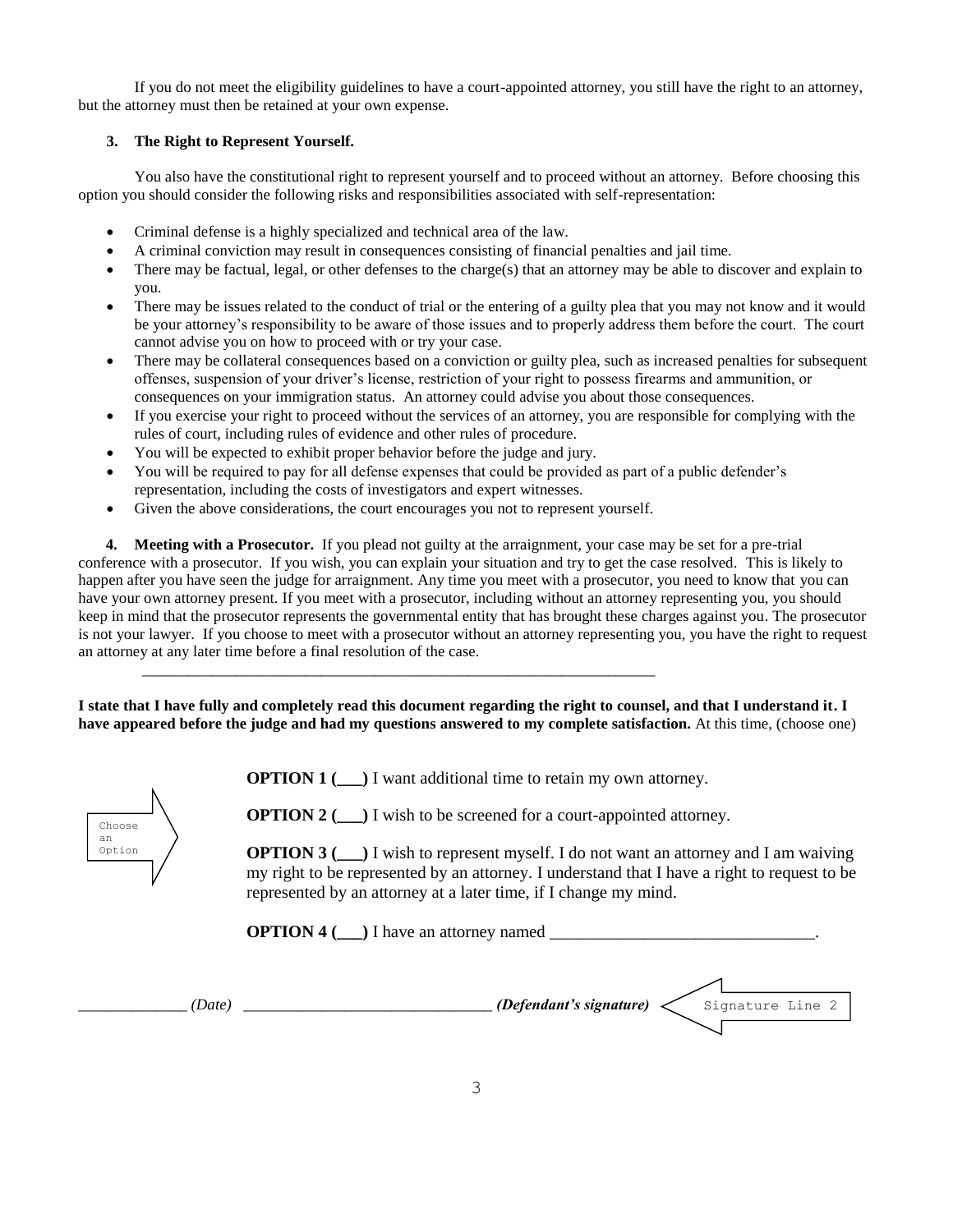If you do not meet the eligibility guidelines to have a court-appointed attorney, you still have the right to an attorney, but the attorney must then be retained at your own expense.

**3. The Right to Represent Yourself.**

You also have the constitutional right to represent yourself and to proceed without an attorney. Before choosing this option you should consider the following risks and responsibilities associated with self-representation:

- Criminal defense is a highly specialized and technical area of the law.
- A criminal conviction may result in consequences consisting of financial penalties and jail time.
- There may be factual, legal, or other defenses to the charge(s) that an attorney may be able to discover and explain to you.
- There may be issues related to the conduct of trial or the entering of a guilty plea that you may not know and it would be your attorney's responsibility to be aware of those issues and to properly address them before the court. The court cannot advise you on how to proceed with or try your case.
- There may be collateral consequences based on a conviction or guilty plea, such as increased penalties for subsequent offenses, suspension of your driver's license, restriction of your right to possess firearms and ammunition, or consequences on your immigration status. An attorney could advise you about those consequences.
- If you exercise your right to proceed without the services of an attorney, you are responsible for complying with the rules of court, including rules of evidence and other rules of procedure.
- You will be expected to exhibit proper behavior before the judge and jury.
- You will be required to pay for all defense expenses that could be provided as part of a public defender's representation, including the costs of investigators and expert witnesses.
- Given the above considerations, the court encourages you not to represent yourself.

**4. Meeting with a Prosecutor.** If you plead not guilty at the arraignment, your case may be set for a pre-trial conference with a prosecutor. If you wish, you can explain your situation and try to get the case resolved. This is likely to happen after you have seen the judge for arraignment. Any time you meet with a prosecutor, you need to know that you can have your own attorney present. If you meet with a prosecutor, including without an attorney representing you, you should keep in mind that the prosecutor represents the governmental entity that has brought these charges against you. The prosecutor is not your lawyer. If you choose to meet with a prosecutor without an attorney representing you, you have the right to request an attorney at any later time before a final resolution of the case.

---

**I state that I have fully and completely read this document regarding the right to counsel, and that I understand it. I have appeared before the judge and had my questions answered to my complete satisfaction.** At this time, (choose one)

Choose an Option

**OPTION 1 (___)** I want additional time to retain my own attorney.

**OPTION 2 (___)** I wish to be screened for a court-appointed attorney.

**OPTION 3 (___)** I wish to represent myself. I do not want an attorney and I am waiving my right to be represented by an attorney. I understand that I have a right to request to be represented by an attorney at a later time, if I change my mind.

**OPTION 4 (___)** I have an attorney named ______________________________.

_____________ *(Date)* ______________________________ ***(Defendant's signature)*** Signature Line 2